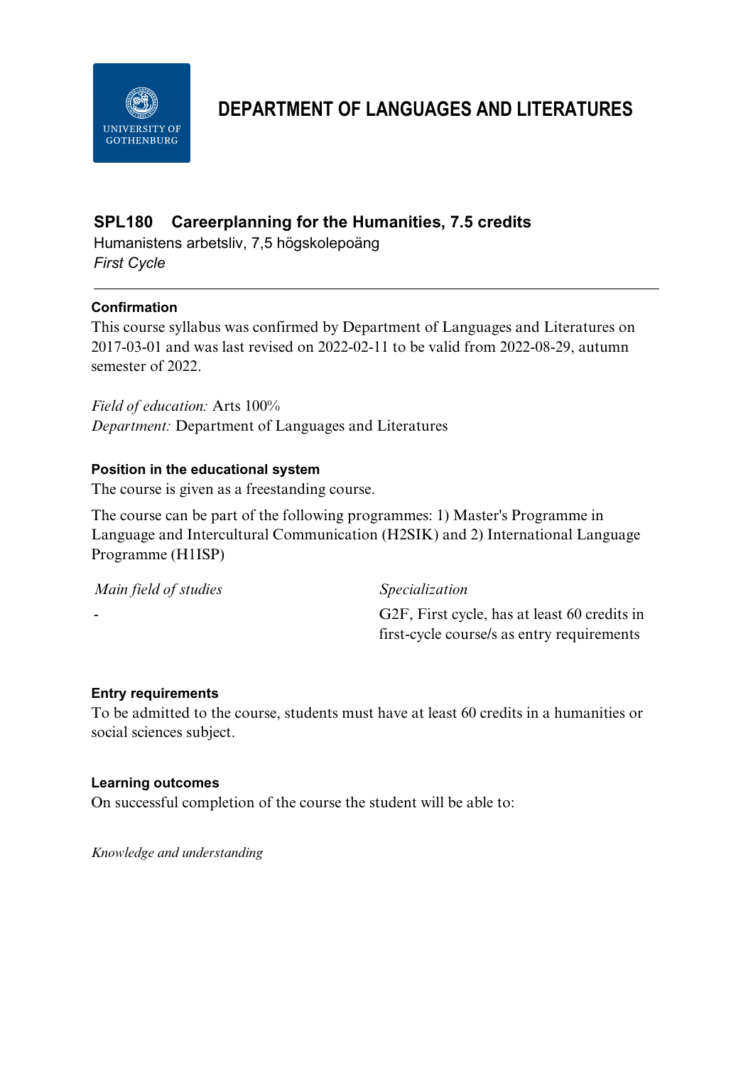# DEPARTMENT OF LANGUAGES AND LITERATURES

## SPL180 Careerplanning for the Humanities, 7.5 credits

Humanistens arbetsliv, 7,5 högskolepoäng
*First Cycle*

---

### Confirmation

This course syllabus was confirmed by Department of Languages and Literatures on 2017-03-01 and was last revised on 2022-02-11 to be valid from 2022-08-29, autumn semester of 2022.

*Field of education:* Arts 100%
*Department:* Department of Languages and Literatures

### Position in the educational system

The course is given as a freestanding course.

The course can be part of the following programmes: 1) Master's Programme in Language and Intercultural Communication (H2SIK) and 2) International Language Programme (H1ISP)

| *Main field of studies* | *Specialization* |
| --- | --- |
| - | G2F, First cycle, has at least 60 credits in first-cycle course/s as entry requirements |

### Entry requirements

To be admitted to the course, students must have at least 60 credits in a humanities or social sciences subject.

### Learning outcomes

On successful completion of the course the student will be able to:

*Knowledge and understanding*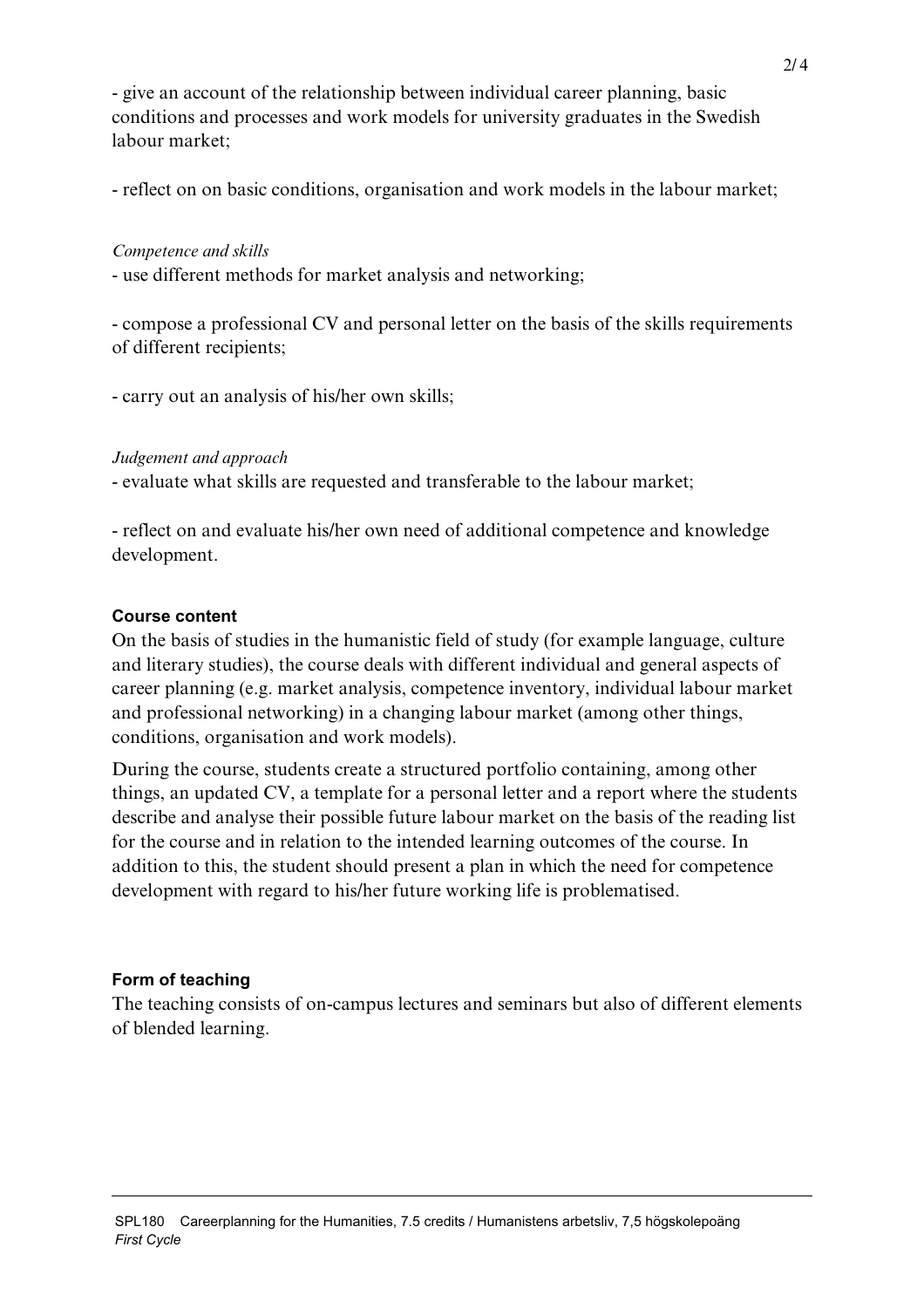- give an account of the relationship between individual career planning, basic conditions and processes and work models for university graduates in the Swedish labour market;

- reflect on on basic conditions, organisation and work models in the labour market;

*Competence and skills*

- use different methods for market analysis and networking;

- compose a professional CV and personal letter on the basis of the skills requirements of different recipients;

- carry out an analysis of his/her own skills;

*Judgement and approach*

- evaluate what skills are requested and transferable to the labour market;

- reflect on and evaluate his/her own need of additional competence and knowledge development.

**Course content**

On the basis of studies in the humanistic field of study (for example language, culture and literary studies), the course deals with different individual and general aspects of career planning (e.g. market analysis, competence inventory, individual labour market and professional networking) in a changing labour market (among other things, conditions, organisation and work models).

During the course, students create a structured portfolio containing, among other things, an updated CV, a template for a personal letter and a report where the students describe and analyse their possible future labour market on the basis of the reading list for the course and in relation to the intended learning outcomes of the course. In addition to this, the student should present a plan in which the need for competence development with regard to his/her future working life is problematised.

**Form of teaching**

The teaching consists of on-campus lectures and seminars but also of different elements of blended learning.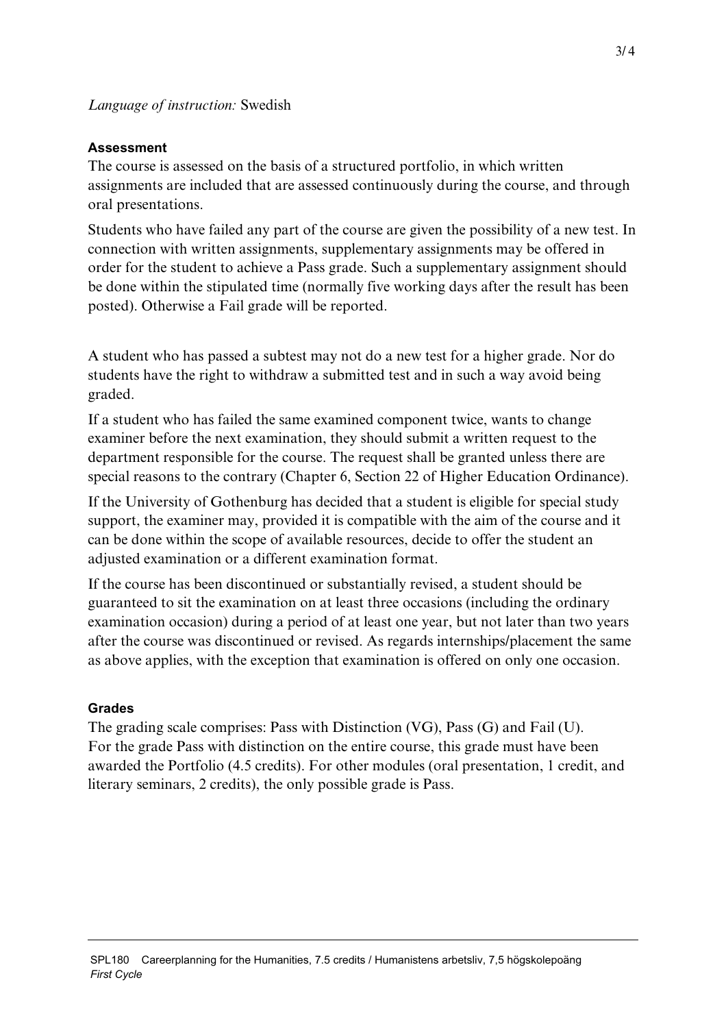*Language of instruction:* Swedish

## Assessment

The course is assessed on the basis of a structured portfolio, in which written assignments are included that are assessed continuously during the course, and through oral presentations.

Students who have failed any part of the course are given the possibility of a new test. In connection with written assignments, supplementary assignments may be offered in order for the student to achieve a Pass grade. Such a supplementary assignment should be done within the stipulated time (normally five working days after the result has been posted). Otherwise a Fail grade will be reported.

A student who has passed a subtest may not do a new test for a higher grade. Nor do students have the right to withdraw a submitted test and in such a way avoid being graded.

If a student who has failed the same examined component twice, wants to change examiner before the next examination, they should submit a written request to the department responsible for the course. The request shall be granted unless there are special reasons to the contrary (Chapter 6, Section 22 of Higher Education Ordinance).

If the University of Gothenburg has decided that a student is eligible for special study support, the examiner may, provided it is compatible with the aim of the course and it can be done within the scope of available resources, decide to offer the student an adjusted examination or a different examination format.

If the course has been discontinued or substantially revised, a student should be guaranteed to sit the examination on at least three occasions (including the ordinary examination occasion) during a period of at least one year, but not later than two years after the course was discontinued or revised. As regards internships/placement the same as above applies, with the exception that examination is offered on only one occasion.

## Grades

The grading scale comprises: Pass with Distinction (VG), Pass (G) and Fail (U).
For the grade Pass with distinction on the entire course, this grade must have been awarded the Portfolio (4.5 credits). For other modules (oral presentation, 1 credit, and literary seminars, 2 credits), the only possible grade is Pass.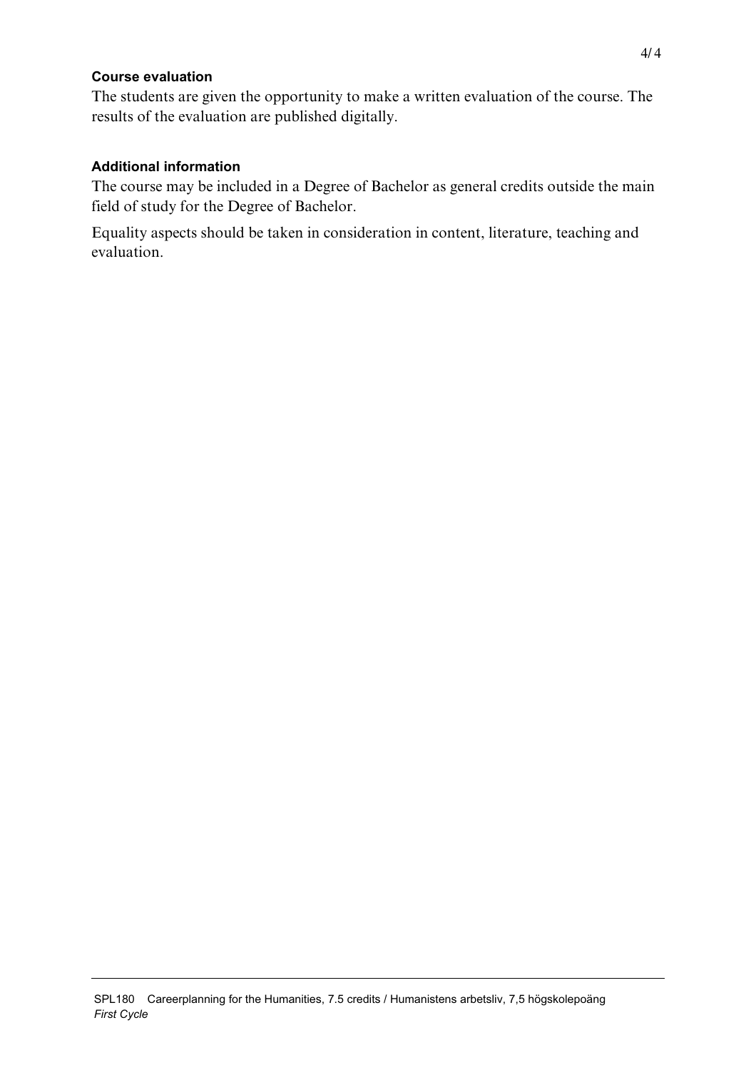### Course evaluation

The students are given the opportunity to make a written evaluation of the course. The results of the evaluation are published digitally.

### Additional information

The course may be included in a Degree of Bachelor as general credits outside the main field of study for the Degree of Bachelor.

Equality aspects should be taken in consideration in content, literature, teaching and evaluation.